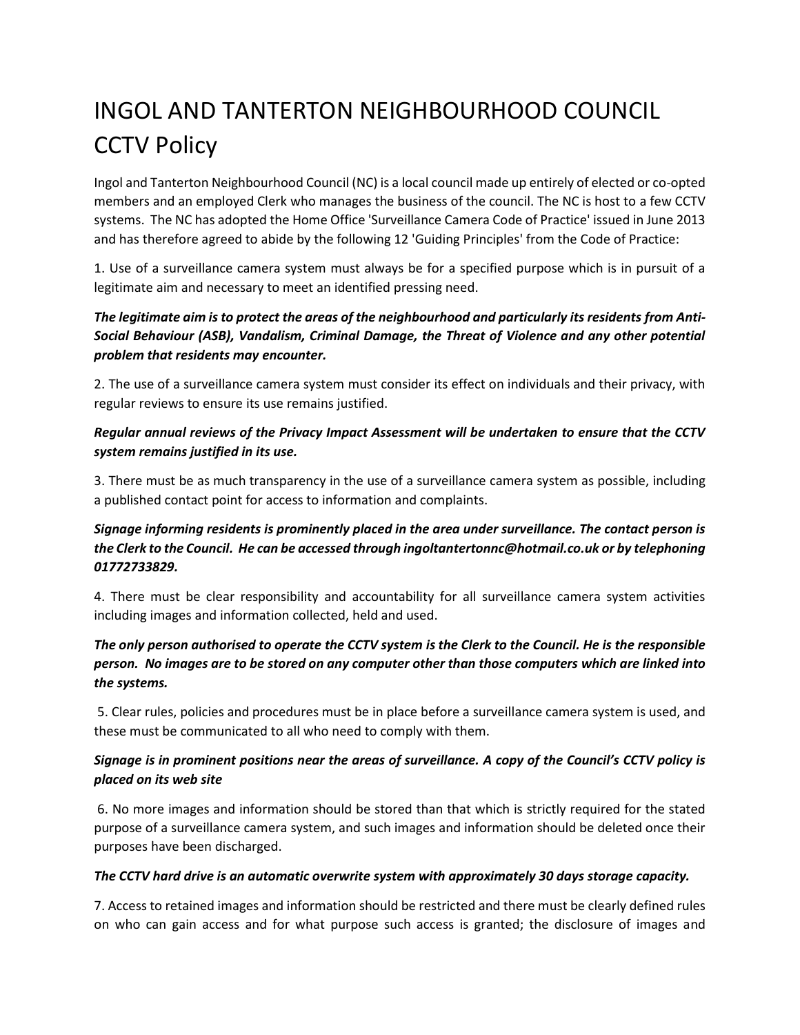# INGOL AND TANTERTON NEIGHBOURHOOD COUNCIL CCTV Policy

Ingol and Tanterton Neighbourhood Council (NC) is a local council made up entirely of elected or co-opted members and an employed Clerk who manages the business of the council. The NC is host to a few CCTV systems. The NC has adopted the Home Office 'Surveillance Camera Code of Practice' issued in June 2013 and has therefore agreed to abide by the following 12 'Guiding Principles' from the Code of Practice:

1. Use of a surveillance camera system must always be for a specified purpose which is in pursuit of a legitimate aim and necessary to meet an identified pressing need.

***The legitimate aim is to protect the areas of the neighbourhood and particularly its residents from Anti-Social Behaviour (ASB), Vandalism, Criminal Damage, the Threat of Violence and any other potential problem that residents may encounter.***

2. The use of a surveillance camera system must consider its effect on individuals and their privacy, with regular reviews to ensure its use remains justified.

***Regular annual reviews of the Privacy Impact Assessment will be undertaken to ensure that the CCTV system remains justified in its use.***

3. There must be as much transparency in the use of a surveillance camera system as possible, including a published contact point for access to information and complaints.

***Signage informing residents is prominently placed in the area under surveillance. The contact person is the Clerk to the Council. He can be accessed through ingoltantertonnc@hotmail.co.uk or by telephoning 01772733829.***

4. There must be clear responsibility and accountability for all surveillance camera system activities including images and information collected, held and used.

***The only person authorised to operate the CCTV system is the Clerk to the Council. He is the responsible person. No images are to be stored on any computer other than those computers which are linked into the systems.***

5. Clear rules, policies and procedures must be in place before a surveillance camera system is used, and these must be communicated to all who need to comply with them.

***Signage is in prominent positions near the areas of surveillance. A copy of the Council's CCTV policy is placed on its web site***

6. No more images and information should be stored than that which is strictly required for the stated purpose of a surveillance camera system, and such images and information should be deleted once their purposes have been discharged.

***The CCTV hard drive is an automatic overwrite system with approximately 30 days storage capacity.***

7. Access to retained images and information should be restricted and there must be clearly defined rules on who can gain access and for what purpose such access is granted; the disclosure of images and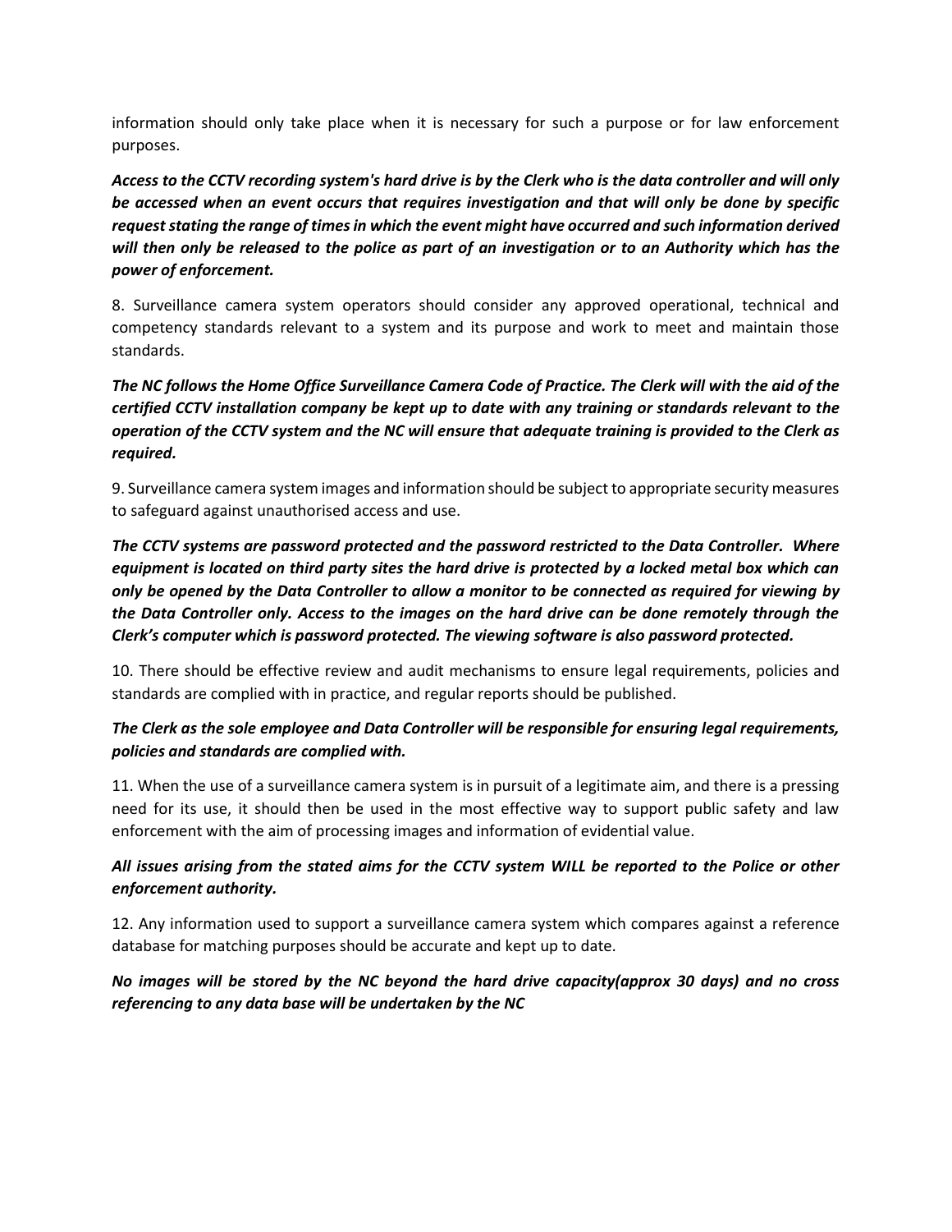information should only take place when it is necessary for such a purpose or for law enforcement purposes.

***Access to the CCTV recording system's hard drive is by the Clerk who is the data controller and will only be accessed when an event occurs that requires investigation and that will only be done by specific request stating the range of times in which the event might have occurred and such information derived will then only be released to the police as part of an investigation or to an Authority which has the power of enforcement.***

8. Surveillance camera system operators should consider any approved operational, technical and competency standards relevant to a system and its purpose and work to meet and maintain those standards.

***The NC follows the Home Office Surveillance Camera Code of Practice. The Clerk will with the aid of the certified CCTV installation company be kept up to date with any training or standards relevant to the operation of the CCTV system and the NC will ensure that adequate training is provided to the Clerk as required.***

9. Surveillance camera system images and information should be subject to appropriate security measures to safeguard against unauthorised access and use.

***The CCTV systems are password protected and the password restricted to the Data Controller. Where equipment is located on third party sites the hard drive is protected by a locked metal box which can only be opened by the Data Controller to allow a monitor to be connected as required for viewing by the Data Controller only. Access to the images on the hard drive can be done remotely through the Clerk's computer which is password protected. The viewing software is also password protected.***

10. There should be effective review and audit mechanisms to ensure legal requirements, policies and standards are complied with in practice, and regular reports should be published.

***The Clerk as the sole employee and Data Controller will be responsible for ensuring legal requirements, policies and standards are complied with.***

11. When the use of a surveillance camera system is in pursuit of a legitimate aim, and there is a pressing need for its use, it should then be used in the most effective way to support public safety and law enforcement with the aim of processing images and information of evidential value.

***All issues arising from the stated aims for the CCTV system WILL be reported to the Police or other enforcement authority.***

12. Any information used to support a surveillance camera system which compares against a reference database for matching purposes should be accurate and kept up to date.

***No images will be stored by the NC beyond the hard drive capacity(approx 30 days) and no cross referencing to any data base will be undertaken by the NC***